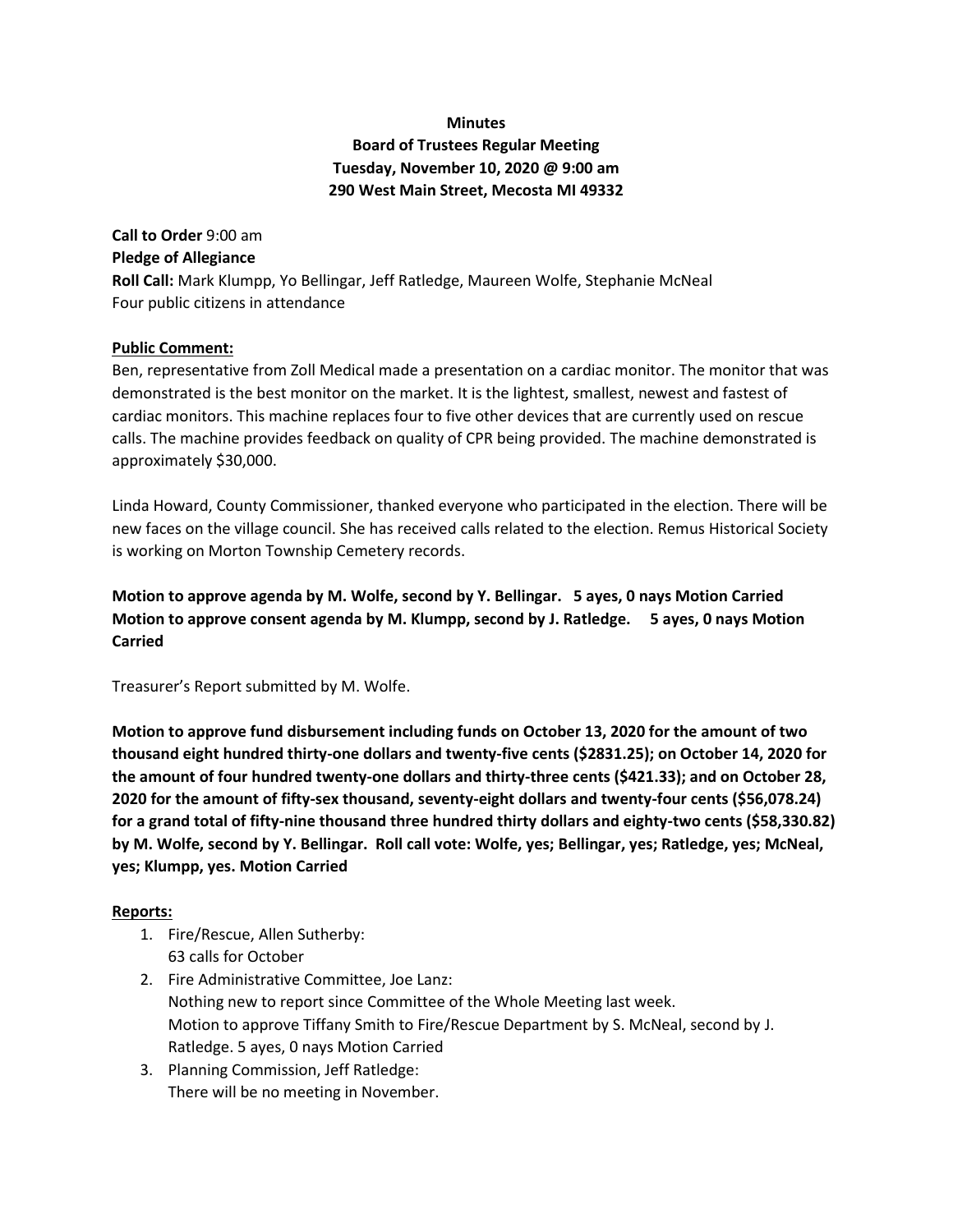**Minutes**
**Board of Trustees Regular Meeting**
**Tuesday, November 10, 2020 @ 9:00 am**
**290 West Main Street, Mecosta MI 49332**

**Call to Order** 9:00 am
**Pledge of Allegiance**
**Roll Call:** Mark Klumpp, Yo Bellingar, Jeff Ratledge, Maureen Wolfe, Stephanie McNeal
Four public citizens in attendance

**Public Comment:**

Ben, representative from Zoll Medical made a presentation on a cardiac monitor. The monitor that was demonstrated is the best monitor on the market. It is the lightest, smallest, newest and fastest of cardiac monitors. This machine replaces four to five other devices that are currently used on rescue calls. The machine provides feedback on quality of CPR being provided. The machine demonstrated is approximately $30,000.

Linda Howard, County Commissioner, thanked everyone who participated in the election. There will be new faces on the village council. She has received calls related to the election. Remus Historical Society is working on Morton Township Cemetery records.

**Motion to approve agenda by M. Wolfe, second by Y. Bellingar. 5 ayes, 0 nays Motion Carried**
**Motion to approve consent agenda by M. Klumpp, second by J. Ratledge. 5 ayes, 0 nays Motion Carried**

Treasurer's Report submitted by M. Wolfe.

**Motion to approve fund disbursement including funds on October 13, 2020 for the amount of two thousand eight hundred thirty-one dollars and twenty-five cents ($2831.25); on October 14, 2020 for the amount of four hundred twenty-one dollars and thirty-three cents ($421.33); and on October 28, 2020 for the amount of fifty-sex thousand, seventy-eight dollars and twenty-four cents ($56,078.24) for a grand total of fifty-nine thousand three hundred thirty dollars and eighty-two cents ($58,330.82) by M. Wolfe, second by Y. Bellingar. Roll call vote: Wolfe, yes; Bellingar, yes; Ratledge, yes; McNeal, yes; Klumpp, yes. Motion Carried**

**Reports:**

1. Fire/Rescue, Allen Sutherby:
   63 calls for October
2. Fire Administrative Committee, Joe Lanz:
   Nothing new to report since Committee of the Whole Meeting last week.
   Motion to approve Tiffany Smith to Fire/Rescue Department by S. McNeal, second by J. Ratledge. 5 ayes, 0 nays Motion Carried
3. Planning Commission, Jeff Ratledge:
   There will be no meeting in November.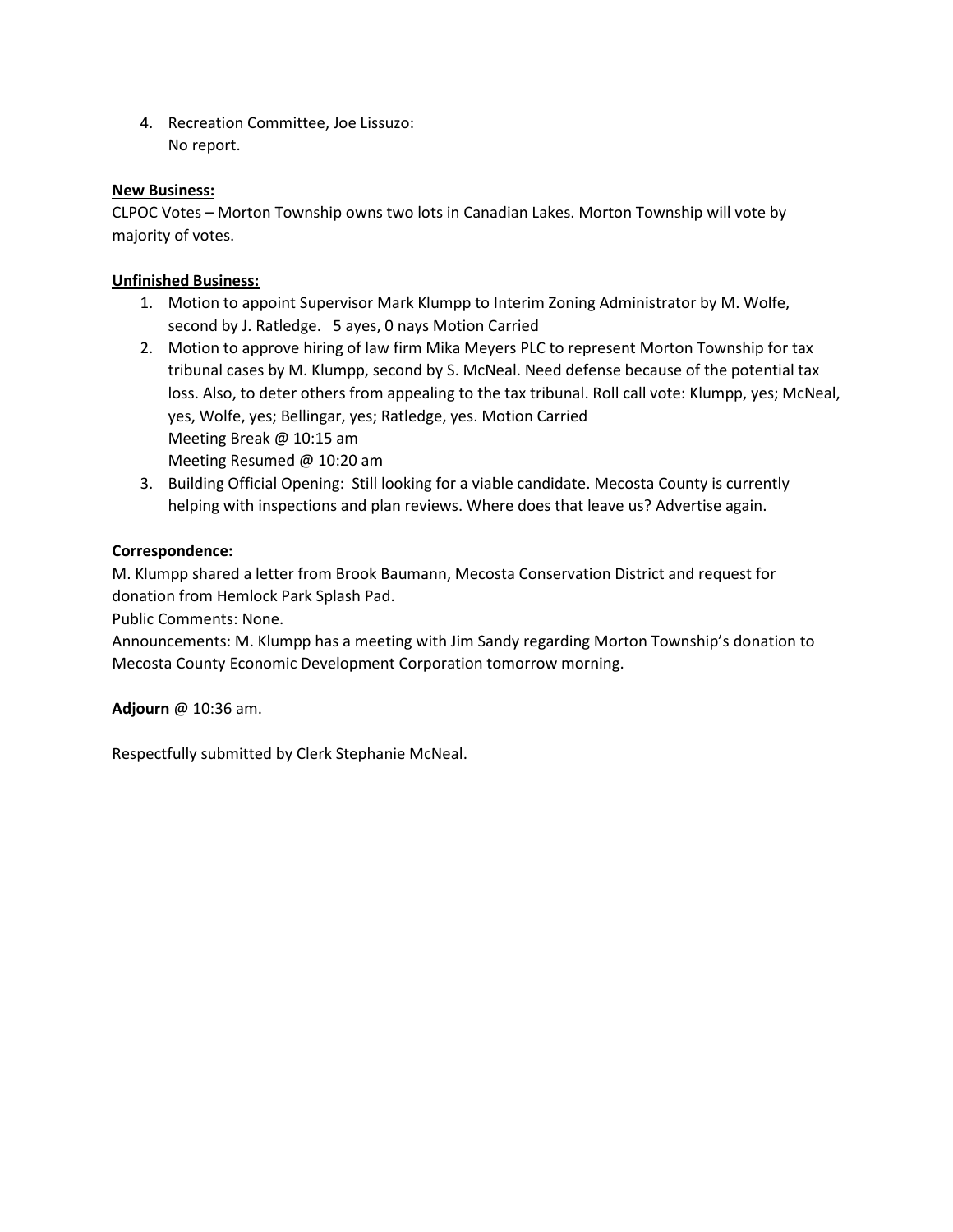4. Recreation Committee, Joe Lissuzo:
   No report.

**New Business:**

CLPOC Votes – Morton Township owns two lots in Canadian Lakes. Morton Township will vote by majority of votes.

**Unfinished Business:**

1. Motion to appoint Supervisor Mark Klumpp to Interim Zoning Administrator by M. Wolfe, second by J. Ratledge. 5 ayes, 0 nays Motion Carried
2. Motion to approve hiring of law firm Mika Meyers PLC to represent Morton Township for tax tribunal cases by M. Klumpp, second by S. McNeal. Need defense because of the potential tax loss. Also, to deter others from appealing to the tax tribunal. Roll call vote: Klumpp, yes; McNeal, yes, Wolfe, yes; Bellingar, yes; Ratledge, yes. Motion Carried
   Meeting Break @ 10:15 am
   Meeting Resumed @ 10:20 am
3. Building Official Opening: Still looking for a viable candidate. Mecosta County is currently helping with inspections and plan reviews. Where does that leave us? Advertise again.

**Correspondence:**

M. Klumpp shared a letter from Brook Baumann, Mecosta Conservation District and request for donation from Hemlock Park Splash Pad.

Public Comments: None.

Announcements: M. Klumpp has a meeting with Jim Sandy regarding Morton Township's donation to Mecosta County Economic Development Corporation tomorrow morning.

**Adjourn** @ 10:36 am.

Respectfully submitted by Clerk Stephanie McNeal.